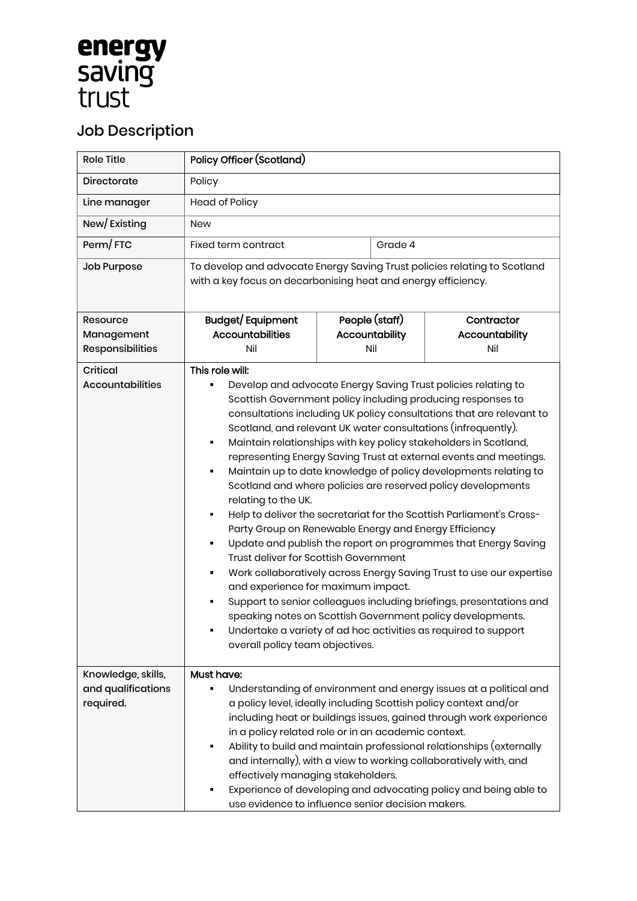energy saving trust

# Job Description

| Role Title | **Policy Officer (Scotland)** | | |
|---|---|---|---|
| Directorate | Policy | | |
| Line manager | Head of Policy | | |
| New/ Existing | New | | |
| Perm/ FTC | Fixed term contract | Grade 4 | |
| **Job Purpose** | To develop and advocate Energy Saving Trust policies relating to Scotland with a key focus on decarbonising heat and energy efficiency. | | |
| Resource Management Responsibilities | **Budget/ Equipment Accountabilities**<br>Nil | **People (staff) Accountability**<br>Nil | **Contractor Accountability**<br>Nil |
| Critical Accountabilities | **This role will:**<br>▪ Develop and advocate Energy Saving Trust policies relating to Scottish Government policy including producing responses to consultations including UK policy consultations that are relevant to Scotland, and relevant UK water consultations (infrequently).<br>▪ Maintain relationships with key policy stakeholders in Scotland, representing Energy Saving Trust at external events and meetings.<br>▪ Maintain up to date knowledge of policy developments relating to Scotland and where policies are reserved policy developments relating to the UK.<br>▪ Help to deliver the secretariat for the Scottish Parliament's Cross-Party Group on Renewable Energy and Energy Efficiency<br>▪ Update and publish the report on programmes that Energy Saving Trust deliver for Scottish Government<br>▪ Work collaboratively across Energy Saving Trust to use our expertise and experience for maximum impact.<br>▪ Support to senior colleagues including briefings, presentations and speaking notes on Scottish Government policy developments.<br>▪ Undertake a variety of ad hoc activities as required to support overall policy team objectives. | | |
| Knowledge, skills, and qualifications required. | **Must have:**<br>▪ Understanding of environment and energy issues at a political and a policy level, ideally including Scottish policy context and/or including heat or buildings issues, gained through work experience in a policy related role or in an academic context.<br>▪ Ability to build and maintain professional relationships (externally and internally), with a view to working collaboratively with, and effectively managing stakeholders.<br>▪ Experience of developing and advocating policy and being able to use evidence to influence senior decision makers. | | |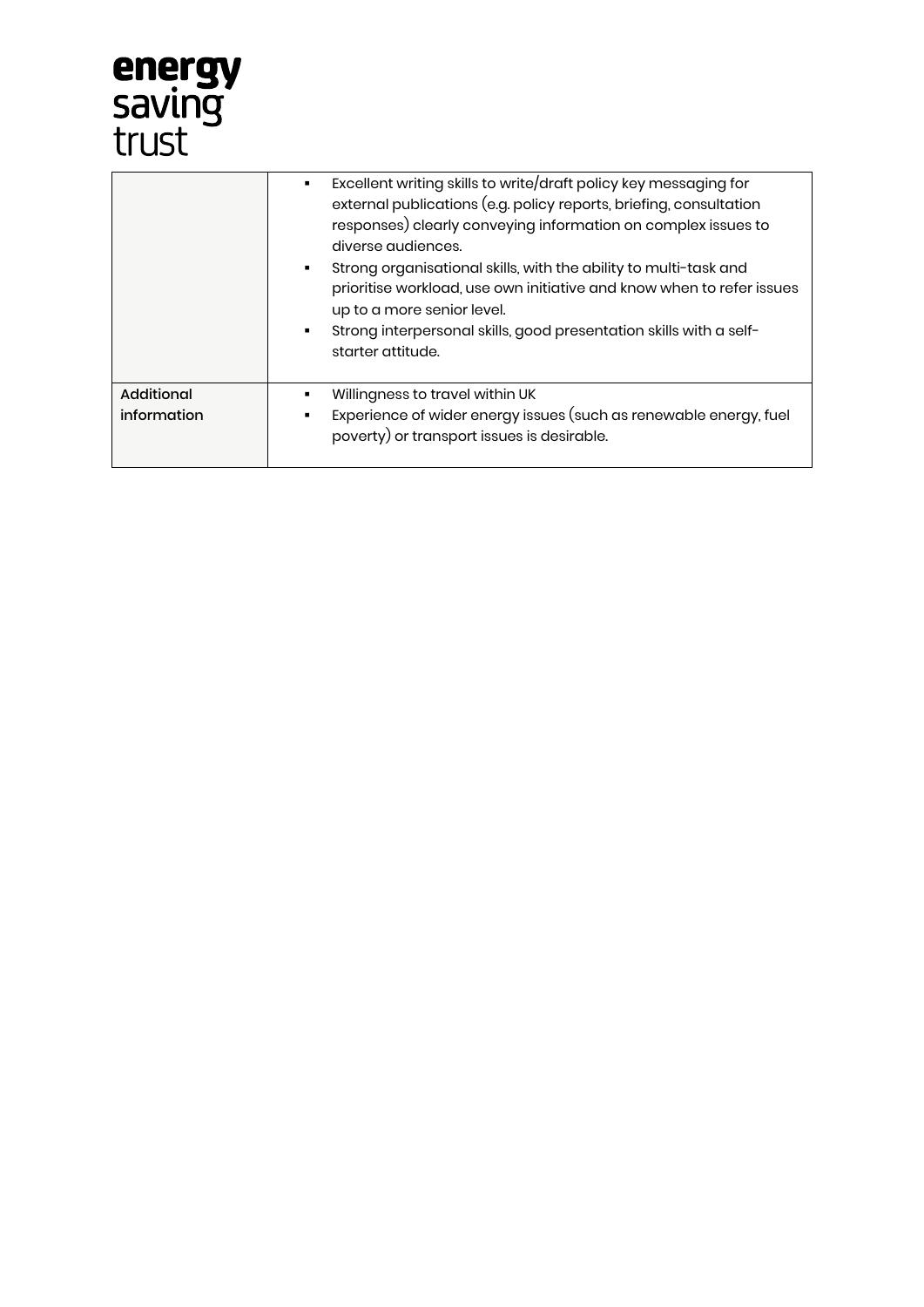| | |
|---|---|
| | ▪ Excellent writing skills to write/draft policy key messaging for external publications (e.g. policy reports, briefing, consultation responses) clearly conveying information on complex issues to diverse audiences.<br>▪ Strong organisational skills, with the ability to multi-task and prioritise workload, use own initiative and know when to refer issues up to a more senior level.<br>▪ Strong interpersonal skills, good presentation skills with a self-starter attitude. |
| Additional information | ▪ Willingness to travel within UK<br>▪ Experience of wider energy issues (such as renewable energy, fuel poverty) or transport issues is desirable. |